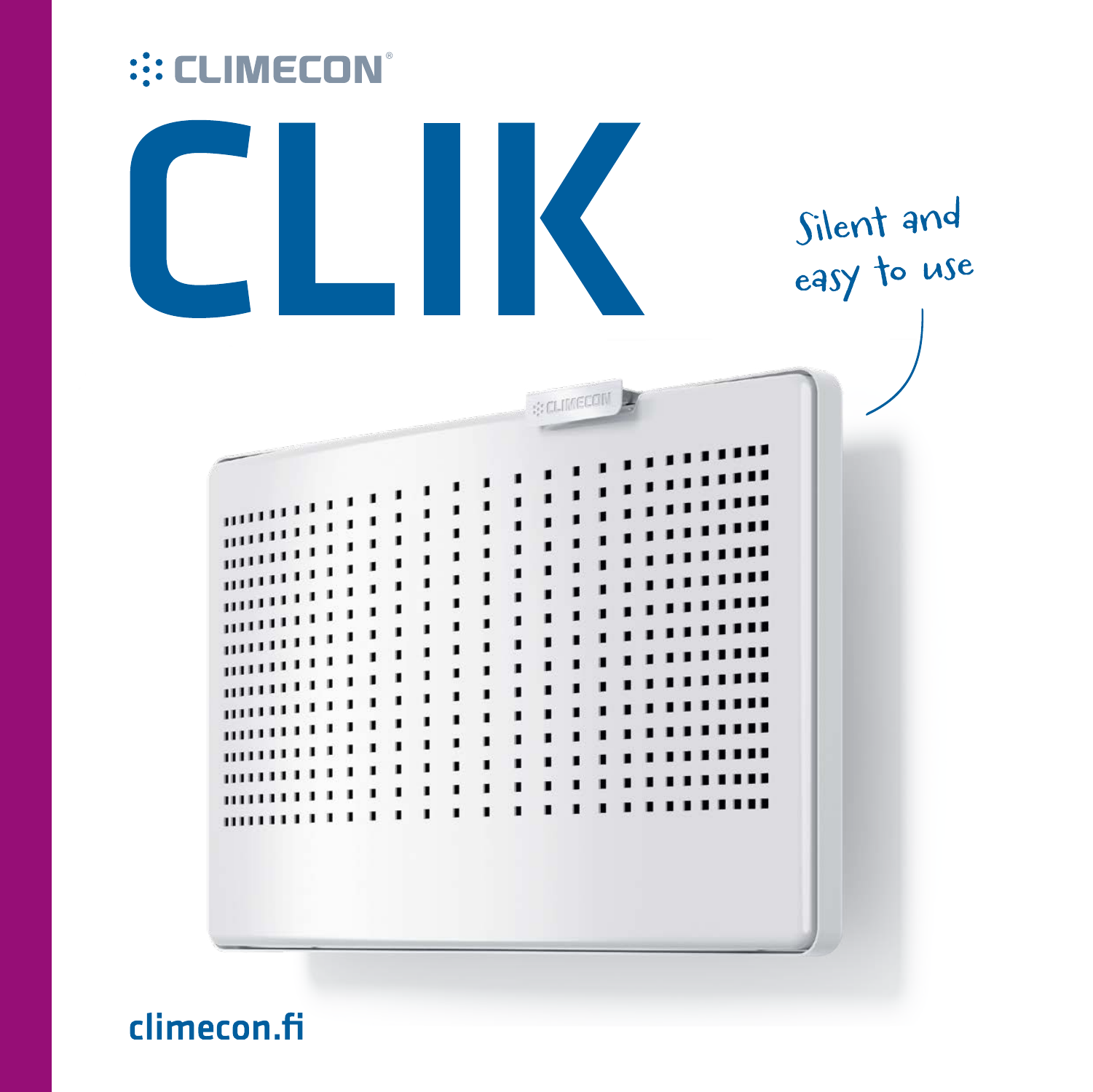CLIMECON®

# CLIK

Silent and easy to use

climecon.fi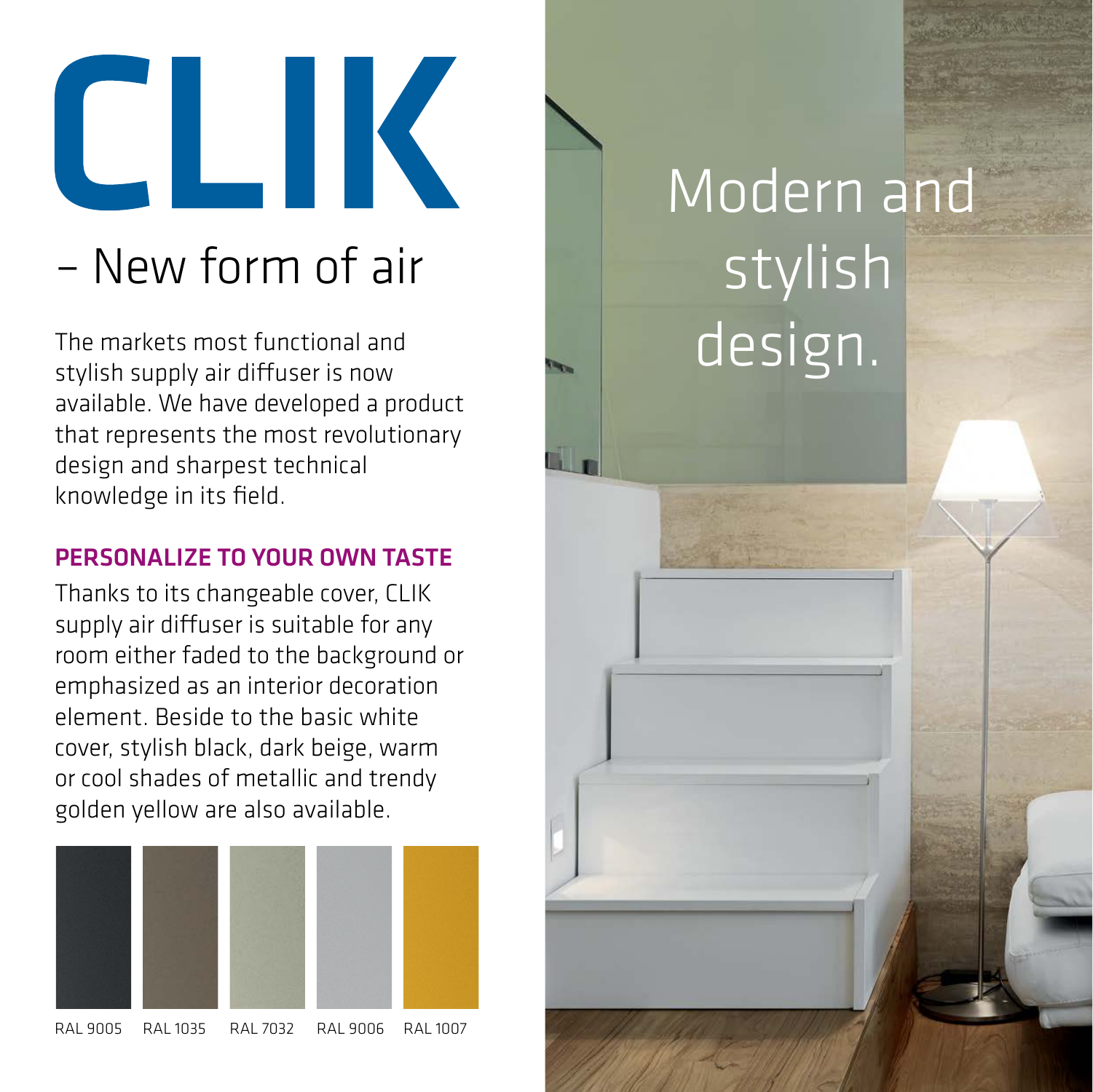# CLIK

## – New form of air

The markets most functional and stylish supply air diffuser is now available. We have developed a product that represents the most revolutionary design and sharpest technical knowledge in its field.

### PERSONALIZE TO YOUR OWN TASTE

Thanks to its changeable cover, CLIK supply air diffuser is suitable for any room either faded to the background or emphasized as an interior decoration element. Beside to the basic white cover, stylish black, dark beige, warm or cool shades of metallic and trendy golden yellow are also available.

RAL 9005 RAL 1035 RAL 7032 RAL 9006 RAL 1007

Modern and stylish design.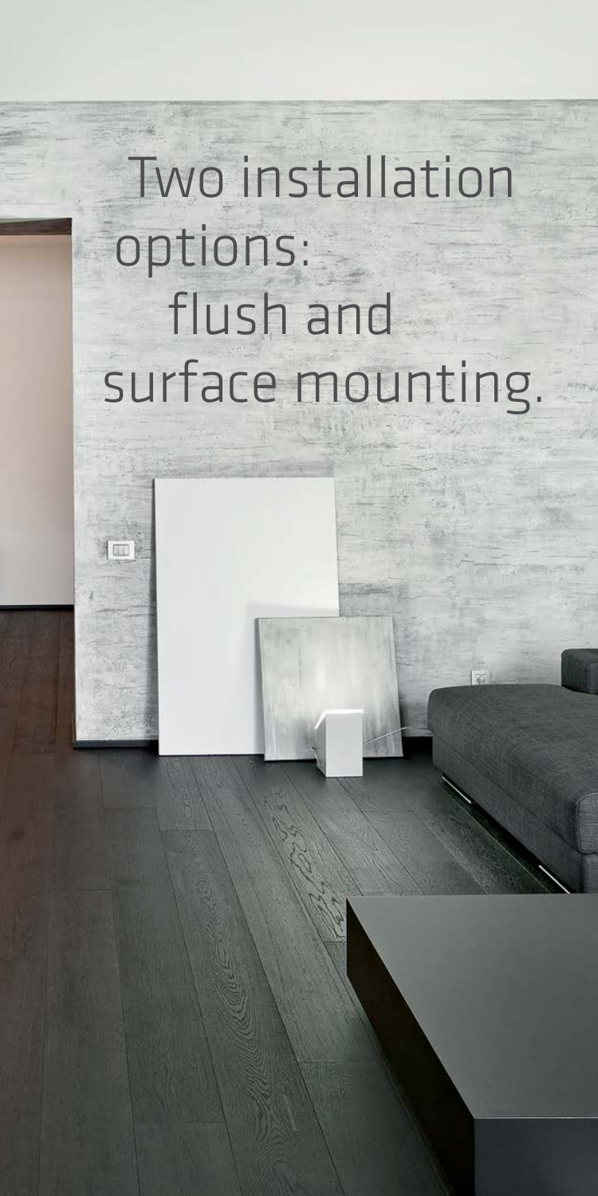Two installation options: flush and surface mounting.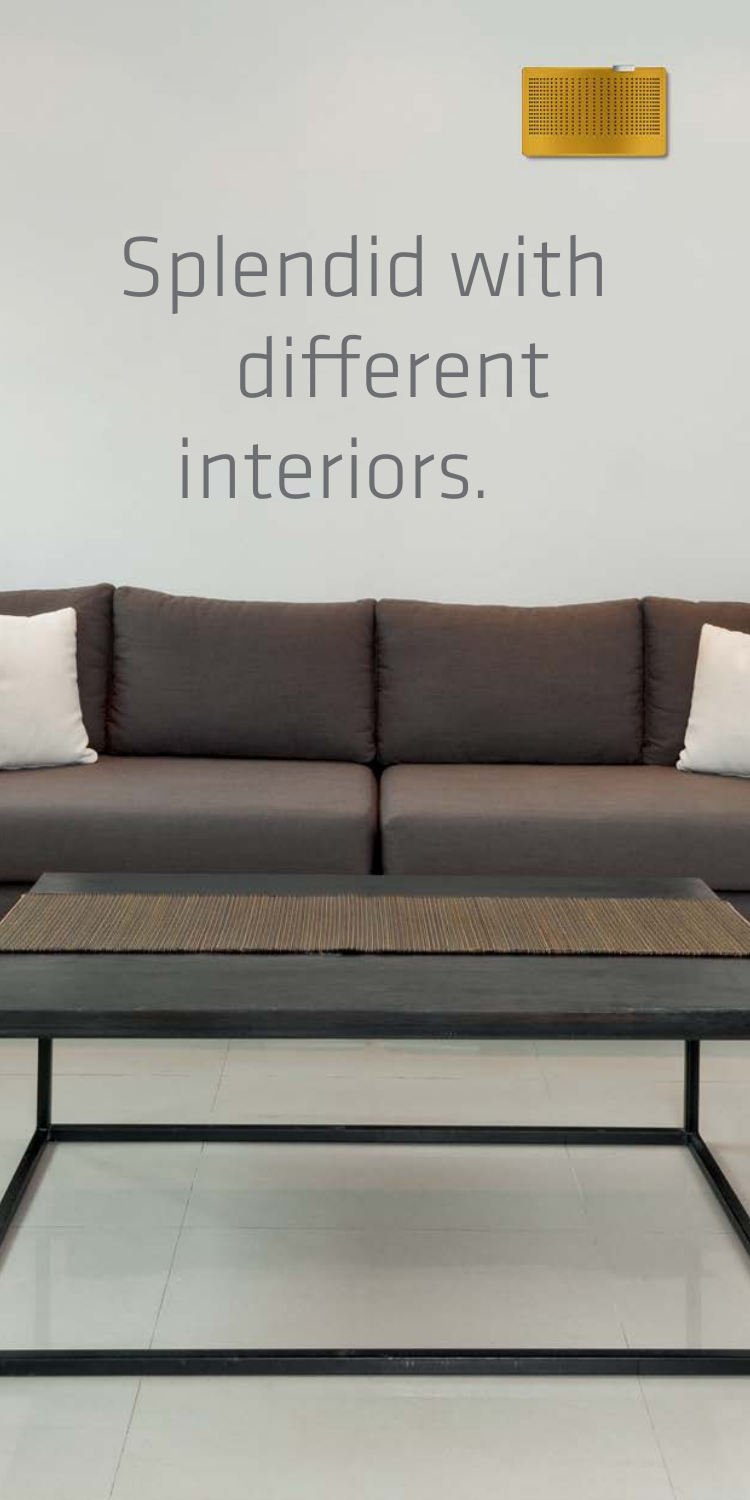# Splendid with different interiors.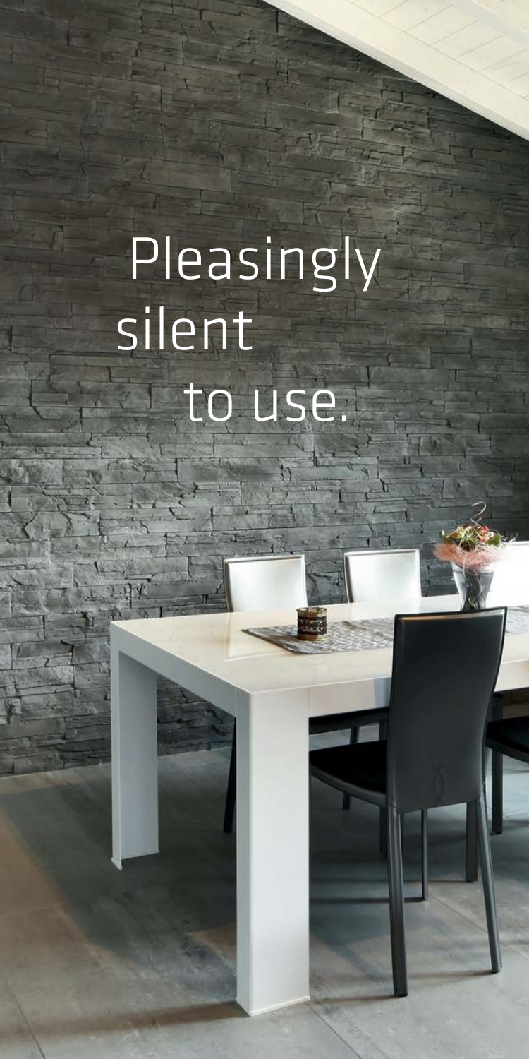# Pleasingly silent to use.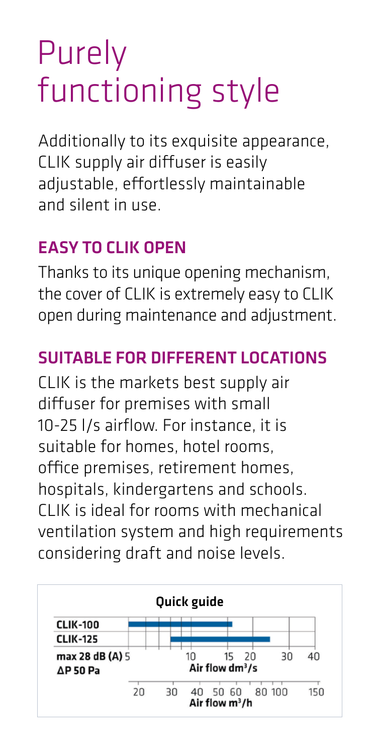# Purely functioning style

Additionally to its exquisite appearance, CLIK supply air diffuser is easily adjustable, effortlessly maintainable and silent in use.

## EASY TO CLIK OPEN

Thanks to its unique opening mechanism, the cover of CLIK is extremely easy to CLIK open during maintenance and adjustment.

## SUITABLE FOR DIFFERENT LOCATIONS

CLIK is the markets best supply air diffuser for premises with small 10-25 l/s airflow. For instance, it is suitable for homes, hotel rooms, office premises, retirement homes, hospitals, kindergartens and schools. CLIK is ideal for rooms with mechanical ventilation system and high requirements considering draft and noise levels.

**Quick guide**

**CLIK-100**
**CLIK-125**

**max 28 dB (A)** 5 10 15 20 30 40
**ΔP 50 Pa** **Air flow dm³/s**

20 30 40 50 60 80 100 150
**Air flow m³/h**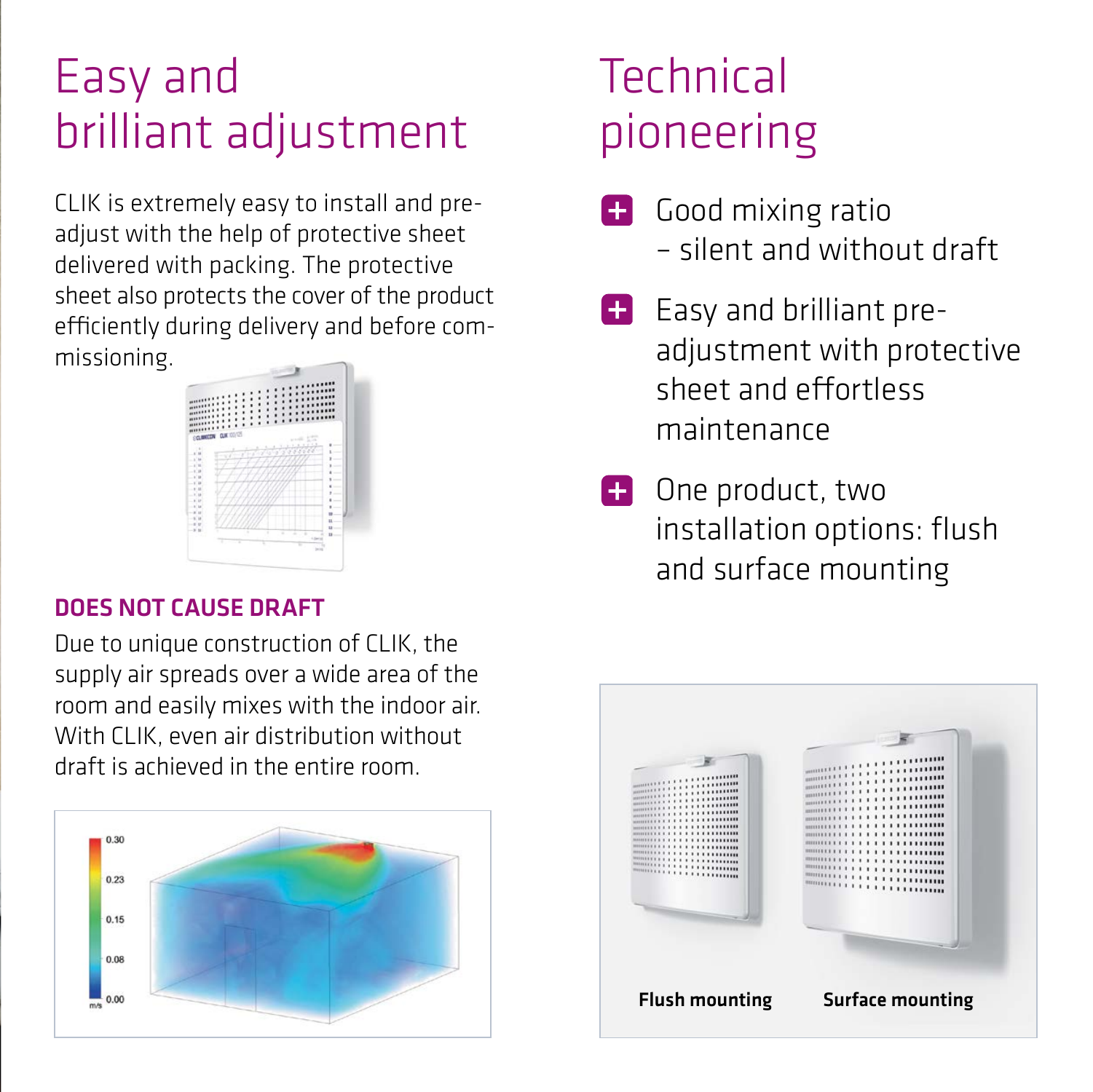# Easy and brilliant adjustment

CLIK is extremely easy to install and pre-adjust with the help of protective sheet delivered with packing. The protective sheet also protects the cover of the product efficiently during delivery and before commissioning.

### DOES NOT CAUSE DRAFT

Due to unique construction of CLIK, the supply air spreads over a wide area of the room and easily mixes with the indoor air. With CLIK, even air distribution without draft is achieved in the entire room.

# Technical pioneering

- Good mixing ratio – silent and without draft
- Easy and brilliant pre-adjustment with protective sheet and effortless maintenance
- One product, two installation options: flush and surface mounting

**Flush mounting** **Surface mounting**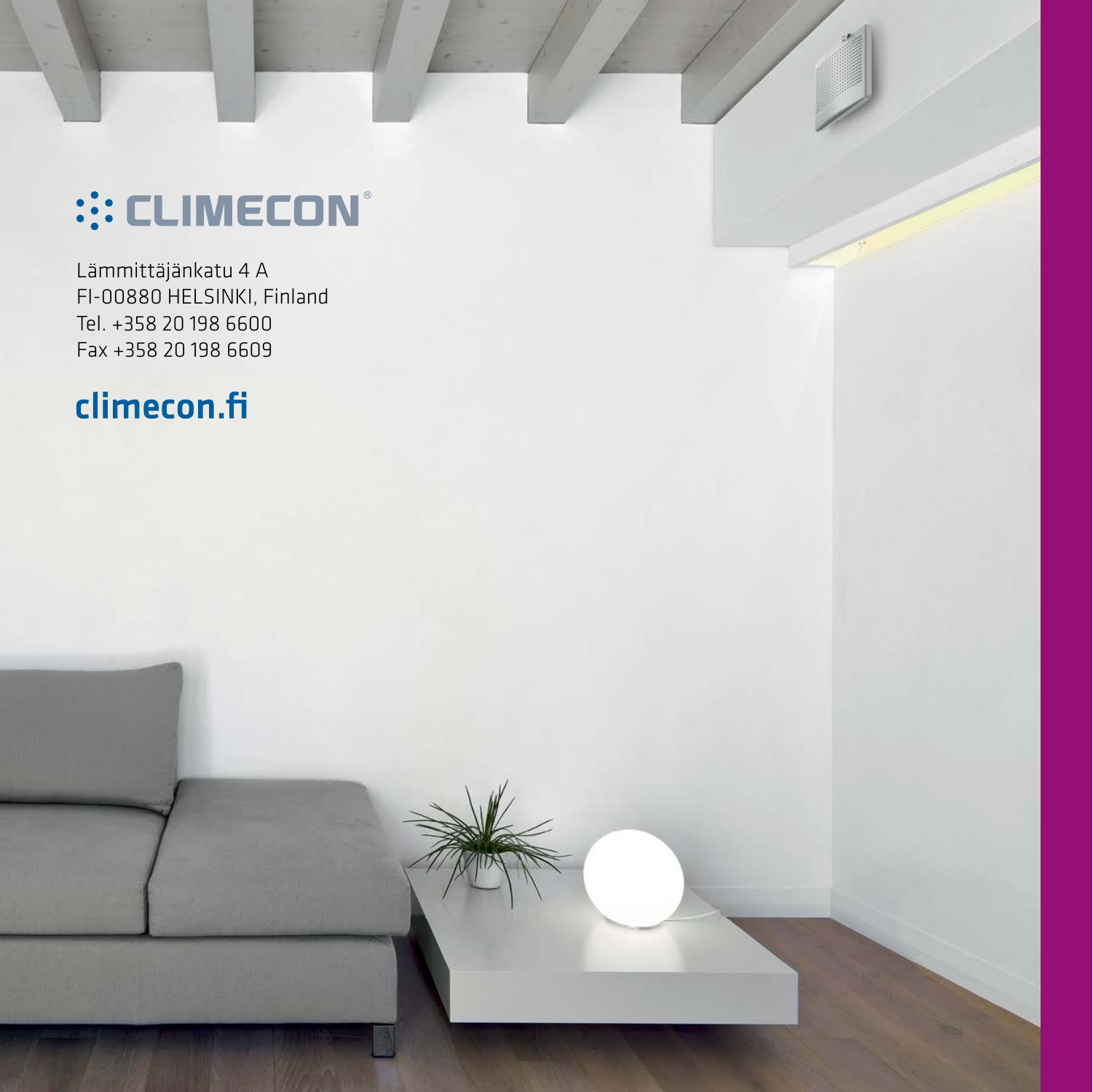CLIMECON®

Lämmittäjänkatu 4 A
FI-00880 HELSINKI, Finland
Tel. +358 20 198 6600
Fax +358 20 198 6609

climecon.fi